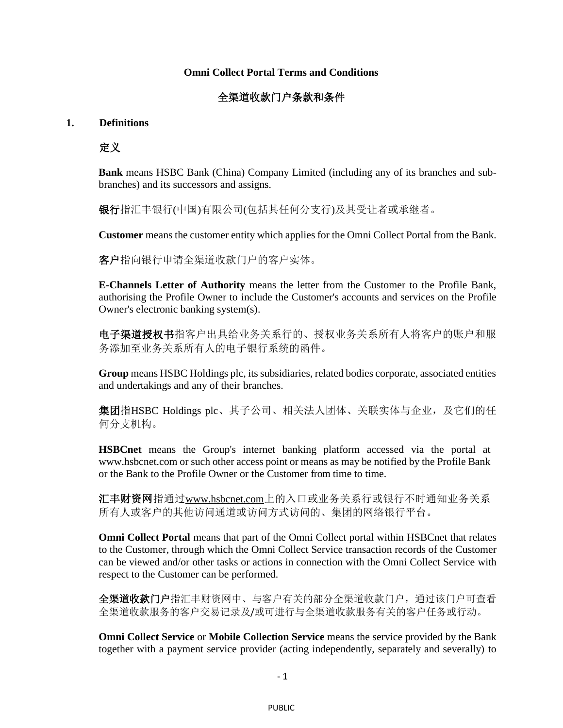**Omni Collect Portal Terms and Conditions**

**全渠道收款门户条款和条件**

## 1. Definitions

## 定义

**Bank** means HSBC Bank (China) Company Limited (including any of its branches and sub-branches) and its successors and assigns.

**银行**指汇丰银行(中国)有限公司(包括其任何分支行)及其受让者或承继者。

**Customer** means the customer entity which applies for the Omni Collect Portal from the Bank.

**客户**指向银行申请全渠道收款门户的客户实体。

**E-Channels Letter of Authority** means the letter from the Customer to the Profile Bank, authorising the Profile Owner to include the Customer's accounts and services on the Profile Owner's electronic banking system(s).

**电子渠道授权书**指客户出具给业务关系行的、授权业务关系所有人将客户的账户和服务添加至业务关系所有人的电子银行系统的函件。

**Group** means HSBC Holdings plc, its subsidiaries, related bodies corporate, associated entities and undertakings and any of their branches.

**集团**指HSBC Holdings plc、其子公司、相关法人团体、关联实体与企业，及它们的任何分支机构。

**HSBCnet** means the Group's internet banking platform accessed via the portal at www.hsbcnet.com or such other access point or means as may be notified by the Profile Bank or the Bank to the Profile Owner or the Customer from time to time.

**汇丰财资网**指通过www.hsbcnet.com上的入口或业务关系行或银行不时通知业务关系所有人或客户的其他访问通道或访问方式访问的、集团的网络银行平台。

**Omni Collect Portal** means that part of the Omni Collect portal within HSBCnet that relates to the Customer, through which the Omni Collect Service transaction records of the Customer can be viewed and/or other tasks or actions in connection with the Omni Collect Service with respect to the Customer can be performed.

**全渠道收款门户**指汇丰财资网中、与客户有关的部分全渠道收款门户，通过该门户可查看全渠道收款服务的客户交易记录及/或可进行与全渠道收款服务有关的客户任务或行动。

**Omni Collect Service** or **Mobile Collection Service** means the service provided by the Bank together with a payment service provider (acting independently, separately and severally) to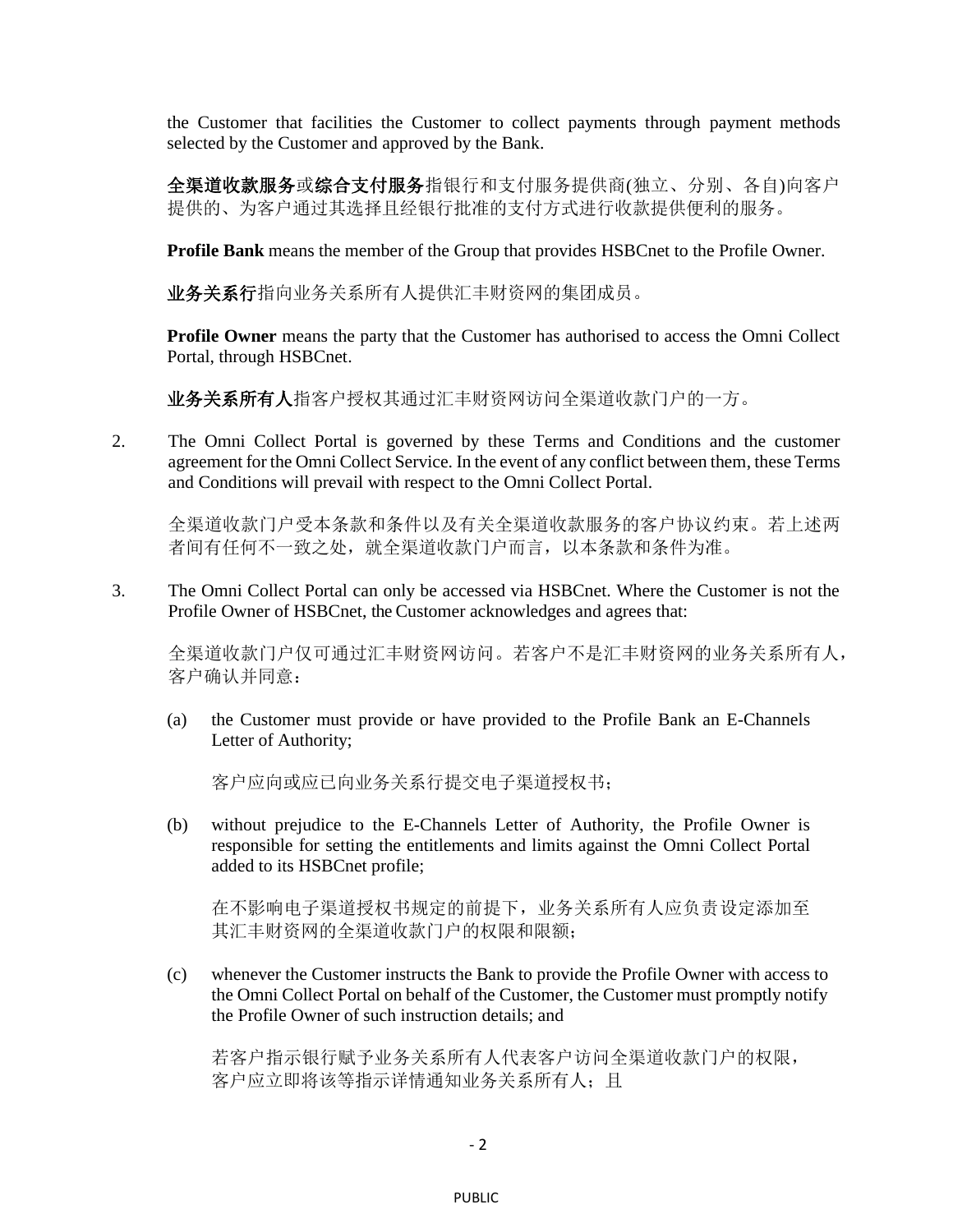the Customer that facilities the Customer to collect payments through payment methods selected by the Customer and approved by the Bank.

**全渠道收款服务**或**综合支付服务**指银行和支付服务提供商(独立、分别、各自)向客户提供的、为客户通过其选择且经银行批准的支付方式进行收款提供便利的服务。

**Profile Bank** means the member of the Group that provides HSBCnet to the Profile Owner.

**业务关系行**指向业务关系所有人提供汇丰财资网的集团成员。

**Profile Owner** means the party that the Customer has authorised to access the Omni Collect Portal, through HSBCnet.

**业务关系所有人**指客户授权其通过汇丰财资网访问全渠道收款门户的一方。

2. The Omni Collect Portal is governed by these Terms and Conditions and the customer agreement for the Omni Collect Service. In the event of any conflict between them, these Terms and Conditions will prevail with respect to the Omni Collect Portal.

   全渠道收款门户受本条款和条件以及有关全渠道收款服务的客户协议约束。若上述两者间有任何不一致之处，就全渠道收款门户而言，以本条款和条件为准。

3. The Omni Collect Portal can only be accessed via HSBCnet. Where the Customer is not the Profile Owner of HSBCnet, the Customer acknowledges and agrees that:

   全渠道收款门户仅可通过汇丰财资网访问。若客户不是汇丰财资网的业务关系所有人，客户确认并同意：

   (a) the Customer must provide or have provided to the Profile Bank an E-Channels Letter of Authority;

   客户应向或应已向业务关系行提交电子渠道授权书；

   (b) without prejudice to the E-Channels Letter of Authority, the Profile Owner is responsible for setting the entitlements and limits against the Omni Collect Portal added to its HSBCnet profile;

   在不影响电子渠道授权书规定的前提下，业务关系所有人应负责设定添加至其汇丰财资网的全渠道收款门户的权限和限额；

   (c) whenever the Customer instructs the Bank to provide the Profile Owner with access to the Omni Collect Portal on behalf of the Customer, the Customer must promptly notify the Profile Owner of such instruction details; and

   若客户指示银行赋予业务关系所有人代表客户访问全渠道收款门户的权限，客户应立即将该等指示详情通知业务关系所有人；且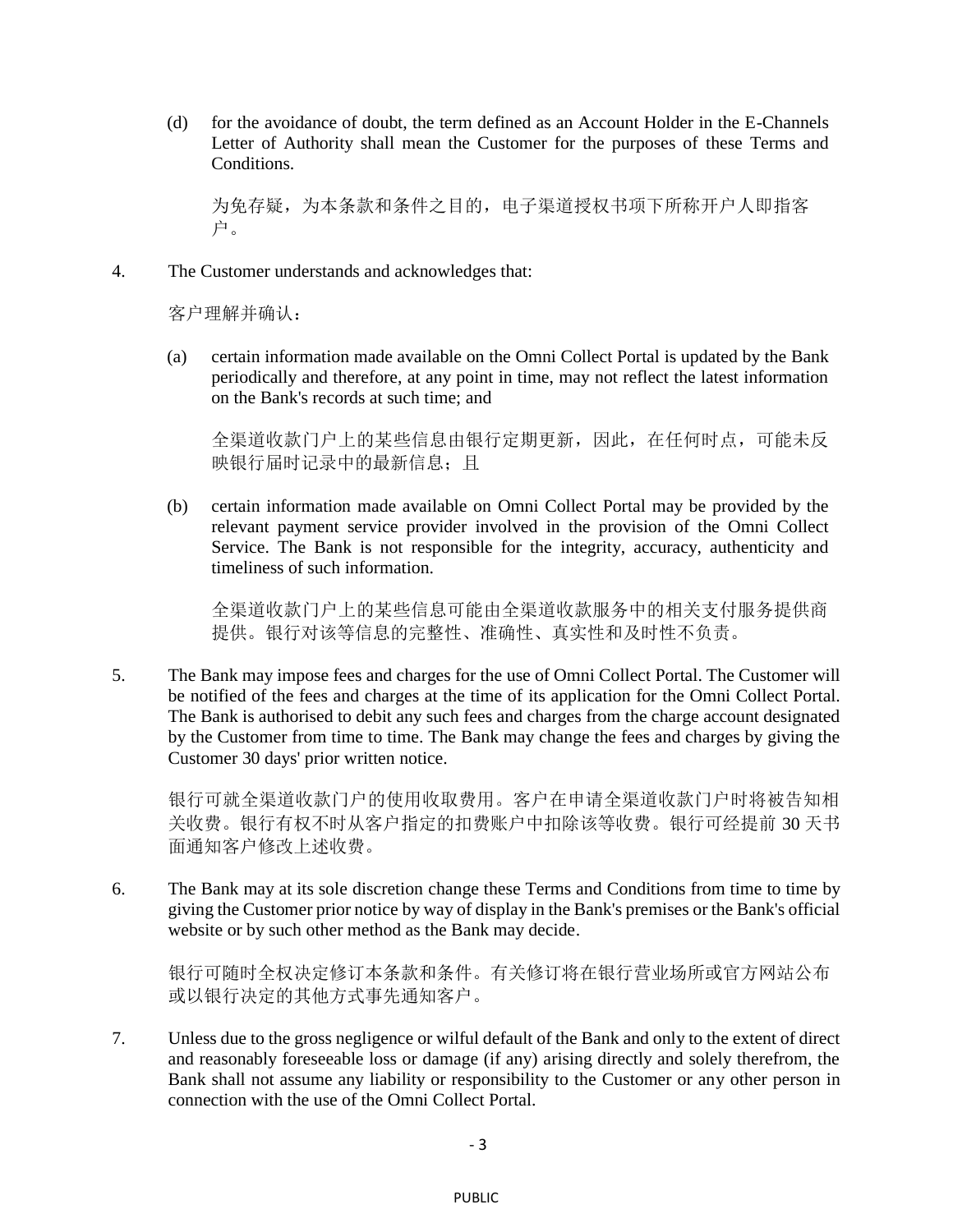(d) for the avoidance of doubt, the term defined as an Account Holder in the E-Channels Letter of Authority shall mean the Customer for the purposes of these Terms and Conditions.

为免存疑，为本条款和条件之目的，电子渠道授权书项下所称开户人即指客户。

4. The Customer understands and acknowledges that:

客户理解并确认：

(a) certain information made available on the Omni Collect Portal is updated by the Bank periodically and therefore, at any point in time, may not reflect the latest information on the Bank's records at such time; and

全渠道收款门户上的某些信息由银行定期更新，因此，在任何时点，可能未反映银行届时记录中的最新信息；且

(b) certain information made available on Omni Collect Portal may be provided by the relevant payment service provider involved in the provision of the Omni Collect Service. The Bank is not responsible for the integrity, accuracy, authenticity and timeliness of such information.

全渠道收款门户上的某些信息可能由全渠道收款服务中的相关支付服务提供商提供。银行对该等信息的完整性、准确性、真实性和及时性不负责。

5. The Bank may impose fees and charges for the use of Omni Collect Portal. The Customer will be notified of the fees and charges at the time of its application for the Omni Collect Portal. The Bank is authorised to debit any such fees and charges from the charge account designated by the Customer from time to time. The Bank may change the fees and charges by giving the Customer 30 days' prior written notice.

银行可就全渠道收款门户的使用收取费用。客户在申请全渠道收款门户时将被告知相关收费。银行有权不时从客户指定的扣费账户中扣除该等收费。银行可经提前 30 天书面通知客户修改上述收费。

6. The Bank may at its sole discretion change these Terms and Conditions from time to time by giving the Customer prior notice by way of display in the Bank's premises or the Bank's official website or by such other method as the Bank may decide.

银行可随时全权决定修订本条款和条件。有关修订将在银行营业场所或官方网站公布或以银行决定的其他方式事先通知客户。

7. Unless due to the gross negligence or wilful default of the Bank and only to the extent of direct and reasonably foreseeable loss or damage (if any) arising directly and solely therefrom, the Bank shall not assume any liability or responsibility to the Customer or any other person in connection with the use of the Omni Collect Portal.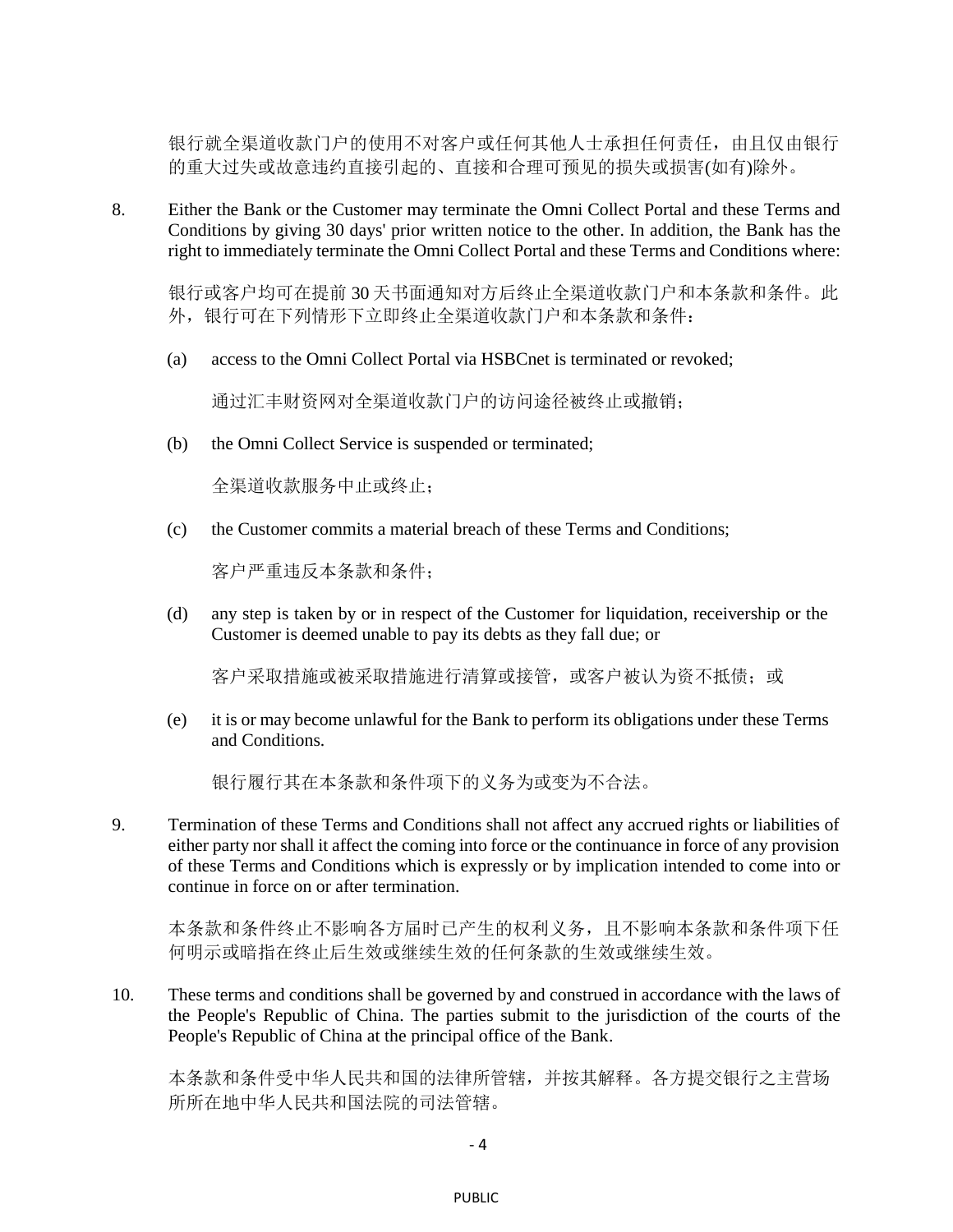银行就全渠道收款门户的使用不对客户或任何其他人士承担任何责任，由且仅由银行的重大过失或故意违约直接引起的、直接和合理可预见的损失或损害(如有)除外。

8. Either the Bank or the Customer may terminate the Omni Collect Portal and these Terms and Conditions by giving 30 days' prior written notice to the other. In addition, the Bank has the right to immediately terminate the Omni Collect Portal and these Terms and Conditions where:

   银行或客户均可在提前 30 天书面通知对方后终止全渠道收款门户和本条款和条件。此外，银行可在下列情形下立即终止全渠道收款门户和本条款和条件：

   (a) access to the Omni Collect Portal via HSBCnet is terminated or revoked;

   通过汇丰财资网对全渠道收款门户的访问途径被终止或撤销；

   (b) the Omni Collect Service is suspended or terminated;

   全渠道收款服务中止或终止；

   (c) the Customer commits a material breach of these Terms and Conditions;

   客户严重违反本条款和条件；

   (d) any step is taken by or in respect of the Customer for liquidation, receivership or the Customer is deemed unable to pay its debts as they fall due; or

   客户采取措施或被采取措施进行清算或接管，或客户被认为资不抵债；或

   (e) it is or may become unlawful for the Bank to perform its obligations under these Terms and Conditions.

   银行履行其在本条款和条件项下的义务为或变为不合法。

9. Termination of these Terms and Conditions shall not affect any accrued rights or liabilities of either party nor shall it affect the coming into force or the continuance in force of any provision of these Terms and Conditions which is expressly or by implication intended to come into or continue in force on or after termination.

   本条款和条件终止不影响各方届时已产生的权利义务，且不影响本条款和条件项下任何明示或暗指在终止后生效或继续生效的任何条款的生效或继续生效。

10. These terms and conditions shall be governed by and construed in accordance with the laws of the People's Republic of China. The parties submit to the jurisdiction of the courts of the People's Republic of China at the principal office of the Bank.

   本条款和条件受中华人民共和国的法律所管辖，并按其解释。各方提交银行之主营场所所在地中华人民共和国法院的司法管辖。